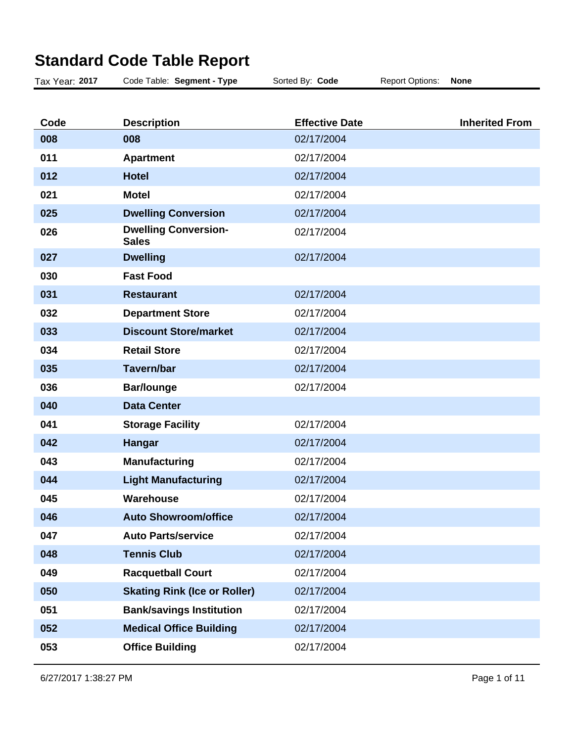# Standard Code Table Report

Tax Year: **2017** Code Table: **Segment - Type** Sorted By: **Code** Report Options: **None**

| Code | Description | Effective Date | Inherited From |
|---|---|---|---|
| **008** | **008** | 02/17/2004 | |
| **011** | **Apartment** | 02/17/2004 | |
| **012** | **Hotel** | 02/17/2004 | |
| **021** | **Motel** | 02/17/2004 | |
| **025** | **Dwelling Conversion** | 02/17/2004 | |
| **026** | **Dwelling Conversion-Sales** | 02/17/2004 | |
| **027** | **Dwelling** | 02/17/2004 | |
| **030** | **Fast Food** | | |
| **031** | **Restaurant** | 02/17/2004 | |
| **032** | **Department Store** | 02/17/2004 | |
| **033** | **Discount Store/market** | 02/17/2004 | |
| **034** | **Retail Store** | 02/17/2004 | |
| **035** | **Tavern/bar** | 02/17/2004 | |
| **036** | **Bar/lounge** | 02/17/2004 | |
| **040** | **Data Center** | | |
| **041** | **Storage Facility** | 02/17/2004 | |
| **042** | **Hangar** | 02/17/2004 | |
| **043** | **Manufacturing** | 02/17/2004 | |
| **044** | **Light Manufacturing** | 02/17/2004 | |
| **045** | **Warehouse** | 02/17/2004 | |
| **046** | **Auto Showroom/office** | 02/17/2004 | |
| **047** | **Auto Parts/service** | 02/17/2004 | |
| **048** | **Tennis Club** | 02/17/2004 | |
| **049** | **Racquetball Court** | 02/17/2004 | |
| **050** | **Skating Rink (Ice or Roller)** | 02/17/2004 | |
| **051** | **Bank/savings Institution** | 02/17/2004 | |
| **052** | **Medical Office Building** | 02/17/2004 | |
| **053** | **Office Building** | 02/17/2004 | |

6/27/2017 1:38:27 PM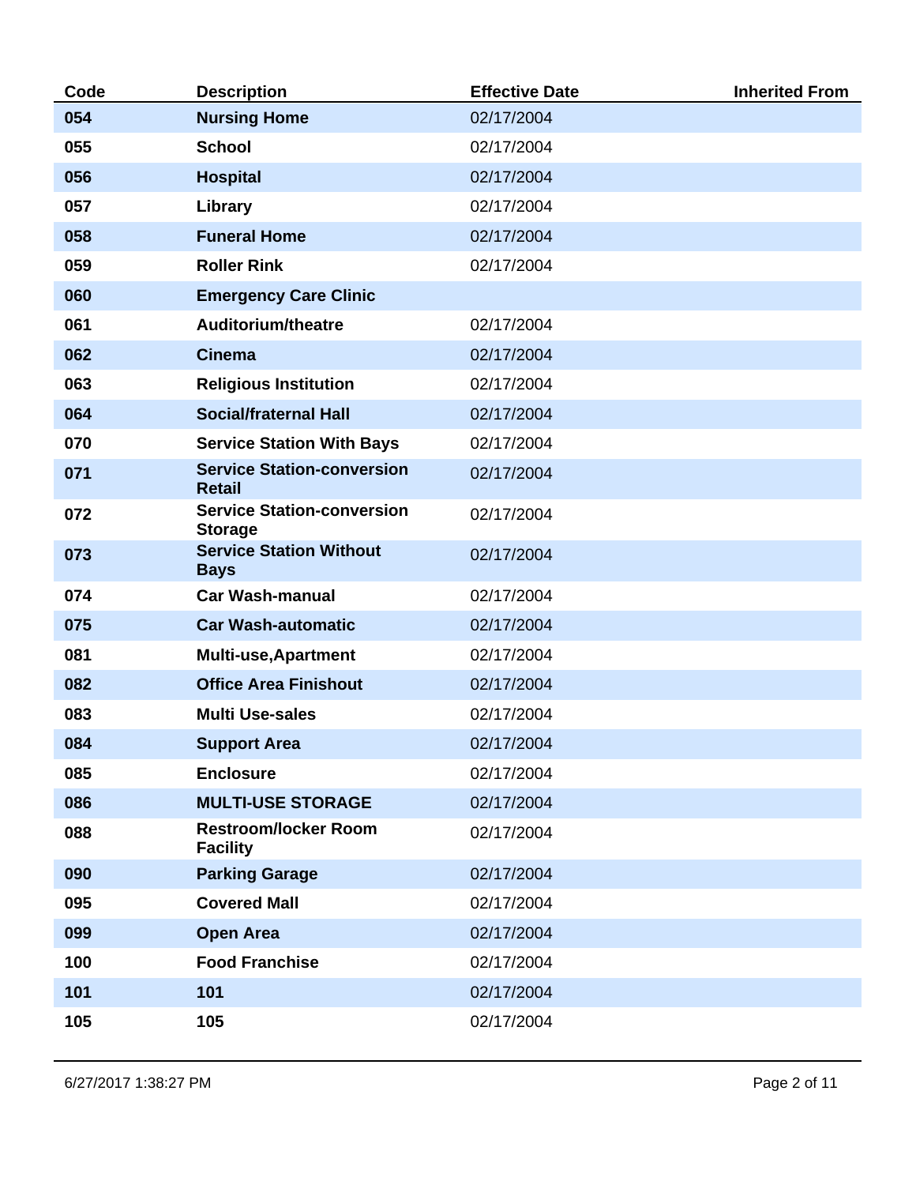| Code | Description | Effective Date | Inherited From |
|---|---|---|---|
| 054 | Nursing Home | 02/17/2004 | |
| 055 | School | 02/17/2004 | |
| 056 | Hospital | 02/17/2004 | |
| 057 | Library | 02/17/2004 | |
| 058 | Funeral Home | 02/17/2004 | |
| 059 | Roller Rink | 02/17/2004 | |
| 060 | Emergency Care Clinic | | |
| 061 | Auditorium/theatre | 02/17/2004 | |
| 062 | Cinema | 02/17/2004 | |
| 063 | Religious Institution | 02/17/2004 | |
| 064 | Social/fraternal Hall | 02/17/2004 | |
| 070 | Service Station With Bays | 02/17/2004 | |
| 071 | Service Station-conversion Retail | 02/17/2004 | |
| 072 | Service Station-conversion Storage | 02/17/2004 | |
| 073 | Service Station Without Bays | 02/17/2004 | |
| 074 | Car Wash-manual | 02/17/2004 | |
| 075 | Car Wash-automatic | 02/17/2004 | |
| 081 | Multi-use,Apartment | 02/17/2004 | |
| 082 | Office Area Finishout | 02/17/2004 | |
| 083 | Multi Use-sales | 02/17/2004 | |
| 084 | Support Area | 02/17/2004 | |
| 085 | Enclosure | 02/17/2004 | |
| 086 | MULTI-USE STORAGE | 02/17/2004 | |
| 088 | Restroom/locker Room Facility | 02/17/2004 | |
| 090 | Parking Garage | 02/17/2004 | |
| 095 | Covered Mall | 02/17/2004 | |
| 099 | Open Area | 02/17/2004 | |
| 100 | Food Franchise | 02/17/2004 | |
| 101 | 101 | 02/17/2004 | |
| 105 | 105 | 02/17/2004 | |

6/27/2017 1:38:27 PM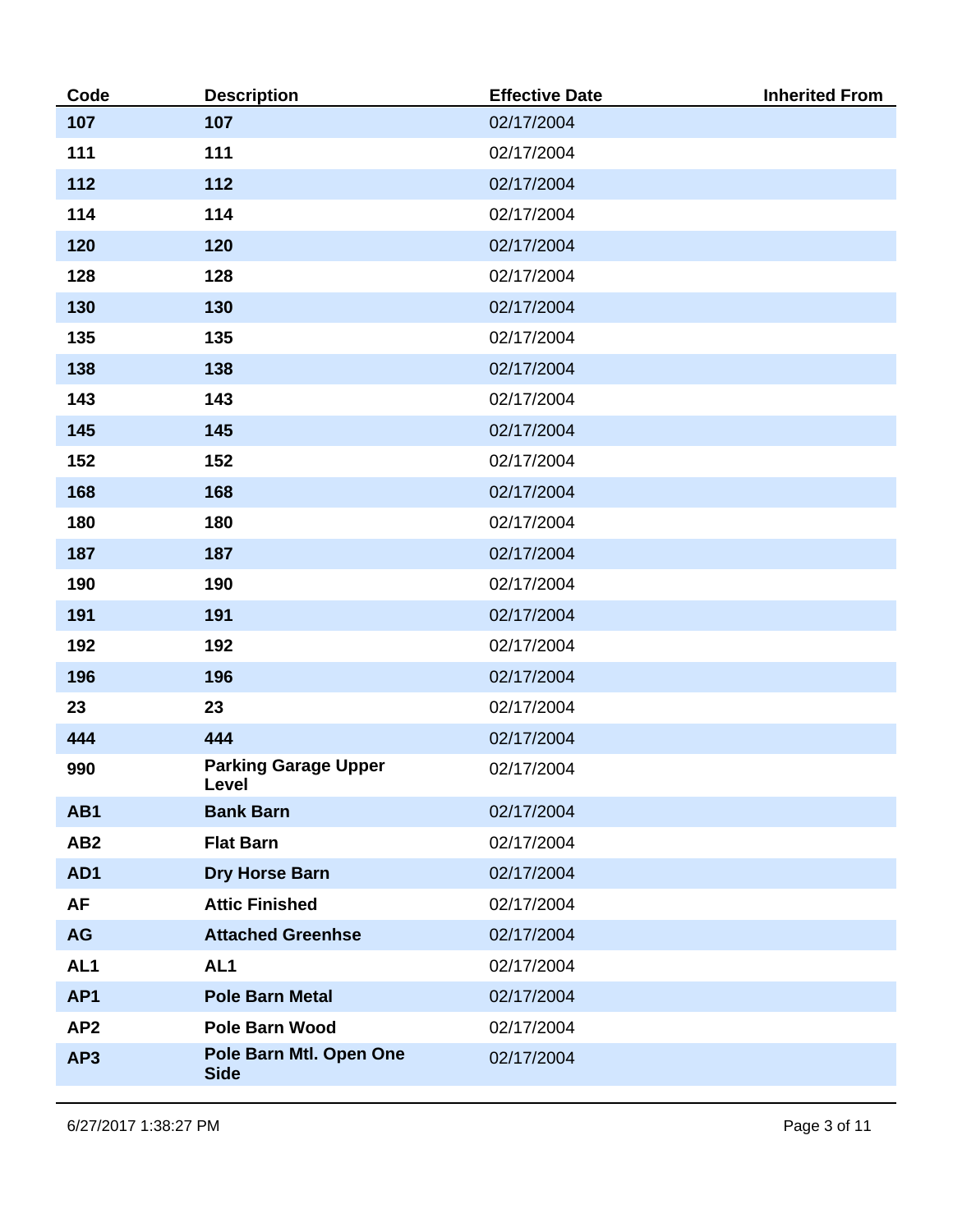| Code | Description | Effective Date | Inherited From |
| --- | --- | --- | --- |
| **107** | **107** | 02/17/2004 | |
| **111** | **111** | 02/17/2004 | |
| **112** | **112** | 02/17/2004 | |
| **114** | **114** | 02/17/2004 | |
| **120** | **120** | 02/17/2004 | |
| **128** | **128** | 02/17/2004 | |
| **130** | **130** | 02/17/2004 | |
| **135** | **135** | 02/17/2004 | |
| **138** | **138** | 02/17/2004 | |
| **143** | **143** | 02/17/2004 | |
| **145** | **145** | 02/17/2004 | |
| **152** | **152** | 02/17/2004 | |
| **168** | **168** | 02/17/2004 | |
| **180** | **180** | 02/17/2004 | |
| **187** | **187** | 02/17/2004 | |
| **190** | **190** | 02/17/2004 | |
| **191** | **191** | 02/17/2004 | |
| **192** | **192** | 02/17/2004 | |
| **196** | **196** | 02/17/2004 | |
| **23** | **23** | 02/17/2004 | |
| **444** | **444** | 02/17/2004 | |
| **990** | **Parking Garage Upper Level** | 02/17/2004 | |
| **AB1** | **Bank Barn** | 02/17/2004 | |
| **AB2** | **Flat Barn** | 02/17/2004 | |
| **AD1** | **Dry Horse Barn** | 02/17/2004 | |
| **AF** | **Attic Finished** | 02/17/2004 | |
| **AG** | **Attached Greenhse** | 02/17/2004 | |
| **AL1** | **AL1** | 02/17/2004 | |
| **AP1** | **Pole Barn Metal** | 02/17/2004 | |
| **AP2** | **Pole Barn Wood** | 02/17/2004 | |
| **AP3** | **Pole Barn Mtl. Open One Side** | 02/17/2004 | |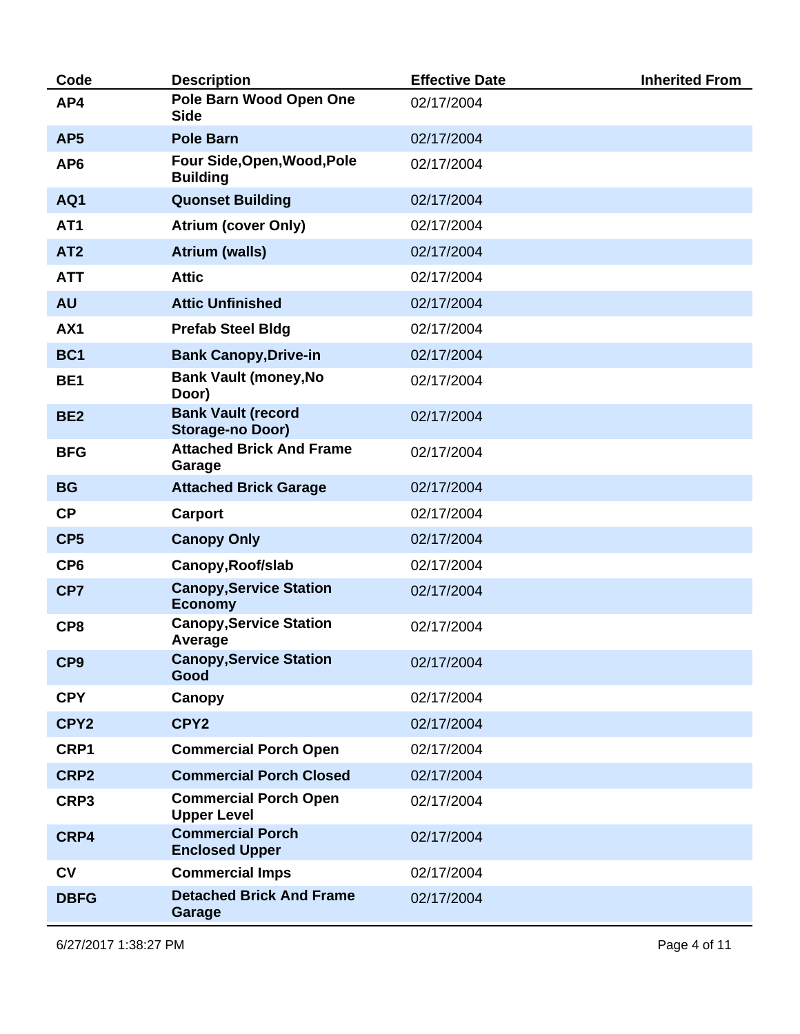| Code | Description | Effective Date | Inherited From |
|---|---|---|---|
| **AP4** | **Pole Barn Wood Open One Side** | 02/17/2004 | |
| **AP5** | **Pole Barn** | 02/17/2004 | |
| **AP6** | **Four Side,Open,Wood,Pole Building** | 02/17/2004 | |
| **AQ1** | **Quonset Building** | 02/17/2004 | |
| **AT1** | **Atrium (cover Only)** | 02/17/2004 | |
| **AT2** | **Atrium (walls)** | 02/17/2004 | |
| **ATT** | **Attic** | 02/17/2004 | |
| **AU** | **Attic Unfinished** | 02/17/2004 | |
| **AX1** | **Prefab Steel Bldg** | 02/17/2004 | |
| **BC1** | **Bank Canopy,Drive-in** | 02/17/2004 | |
| **BE1** | **Bank Vault (money,No Door)** | 02/17/2004 | |
| **BE2** | **Bank Vault (record Storage-no Door)** | 02/17/2004 | |
| **BFG** | **Attached Brick And Frame Garage** | 02/17/2004 | |
| **BG** | **Attached Brick Garage** | 02/17/2004 | |
| **CP** | **Carport** | 02/17/2004 | |
| **CP5** | **Canopy Only** | 02/17/2004 | |
| **CP6** | **Canopy,Roof/slab** | 02/17/2004 | |
| **CP7** | **Canopy,Service Station Economy** | 02/17/2004 | |
| **CP8** | **Canopy,Service Station Average** | 02/17/2004 | |
| **CP9** | **Canopy,Service Station Good** | 02/17/2004 | |
| **CPY** | **Canopy** | 02/17/2004 | |
| **CPY2** | **CPY2** | 02/17/2004 | |
| **CRP1** | **Commercial Porch Open** | 02/17/2004 | |
| **CRP2** | **Commercial Porch Closed** | 02/17/2004 | |
| **CRP3** | **Commercial Porch Open Upper Level** | 02/17/2004 | |
| **CRP4** | **Commercial Porch Enclosed Upper** | 02/17/2004 | |
| **CV** | **Commercial Imps** | 02/17/2004 | |
| **DBFG** | **Detached Brick And Frame Garage** | 02/17/2004 | |

6/27/2017 1:38:27 PM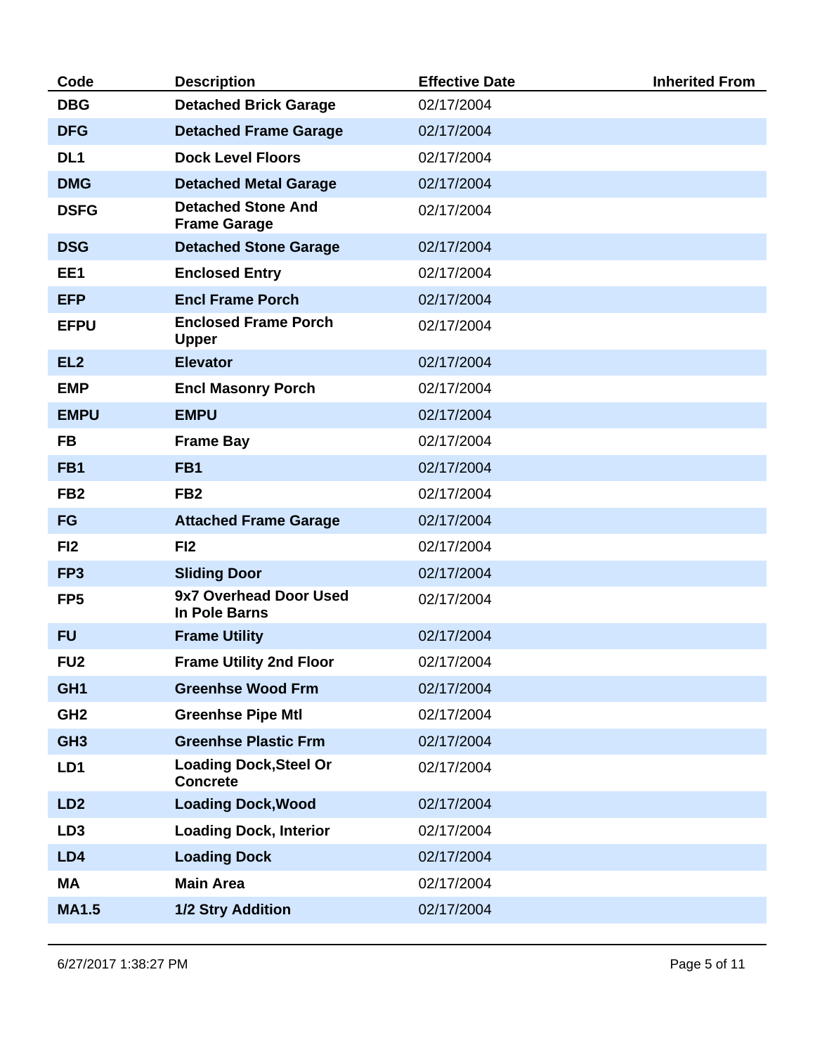| Code | Description | Effective Date | Inherited From |
| --- | --- | --- | --- |
| **DBG** | **Detached Brick Garage** | 02/17/2004 | |
| **DFG** | **Detached Frame Garage** | 02/17/2004 | |
| **DL1** | **Dock Level Floors** | 02/17/2004 | |
| **DMG** | **Detached Metal Garage** | 02/17/2004 | |
| **DSFG** | **Detached Stone And Frame Garage** | 02/17/2004 | |
| **DSG** | **Detached Stone Garage** | 02/17/2004 | |
| **EE1** | **Enclosed Entry** | 02/17/2004 | |
| **EFP** | **Encl Frame Porch** | 02/17/2004 | |
| **EFPU** | **Enclosed Frame Porch Upper** | 02/17/2004 | |
| **EL2** | **Elevator** | 02/17/2004 | |
| **EMP** | **Encl Masonry Porch** | 02/17/2004 | |
| **EMPU** | **EMPU** | 02/17/2004 | |
| **FB** | **Frame Bay** | 02/17/2004 | |
| **FB1** | **FB1** | 02/17/2004 | |
| **FB2** | **FB2** | 02/17/2004 | |
| **FG** | **Attached Frame Garage** | 02/17/2004 | |
| **FI2** | **FI2** | 02/17/2004 | |
| **FP3** | **Sliding Door** | 02/17/2004 | |
| **FP5** | **9x7 Overhead Door Used In Pole Barns** | 02/17/2004 | |
| **FU** | **Frame Utility** | 02/17/2004 | |
| **FU2** | **Frame Utility 2nd Floor** | 02/17/2004 | |
| **GH1** | **Greenhse Wood Frm** | 02/17/2004 | |
| **GH2** | **Greenhse Pipe Mtl** | 02/17/2004 | |
| **GH3** | **Greenhse Plastic Frm** | 02/17/2004 | |
| **LD1** | **Loading Dock,Steel Or Concrete** | 02/17/2004 | |
| **LD2** | **Loading Dock,Wood** | 02/17/2004 | |
| **LD3** | **Loading Dock, Interior** | 02/17/2004 | |
| **LD4** | **Loading Dock** | 02/17/2004 | |
| **MA** | **Main Area** | 02/17/2004 | |
| **MA1.5** | **1/2 Stry Addition** | 02/17/2004 | |

6/27/2017 1:38:27 PM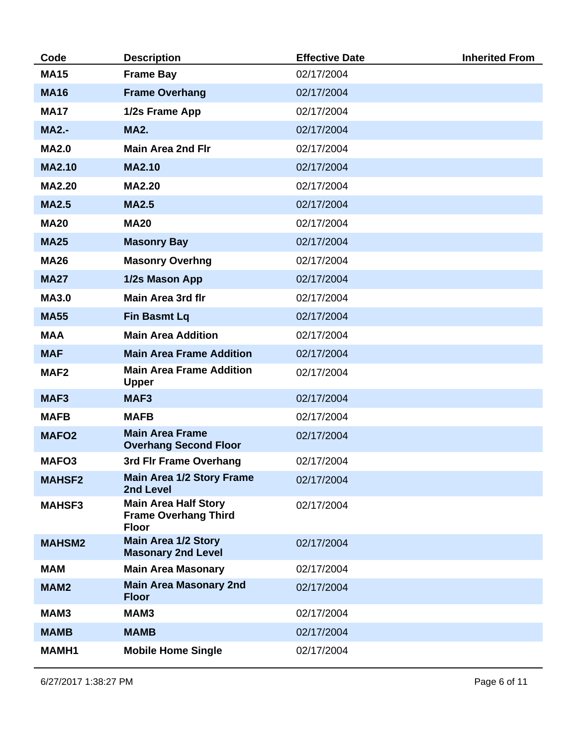| Code | Description | Effective Date | Inherited From |
|---|---|---|---|
| **MA15** | **Frame Bay** | 02/17/2004 | |
| **MA16** | **Frame Overhang** | 02/17/2004 | |
| **MA17** | **1/2s Frame App** | 02/17/2004 | |
| **MA2.-** | **MA2.** | 02/17/2004 | |
| **MA2.0** | **Main Area 2nd Flr** | 02/17/2004 | |
| **MA2.10** | **MA2.10** | 02/17/2004 | |
| **MA2.20** | **MA2.20** | 02/17/2004 | |
| **MA2.5** | **MA2.5** | 02/17/2004 | |
| **MA20** | **MA20** | 02/17/2004 | |
| **MA25** | **Masonry Bay** | 02/17/2004 | |
| **MA26** | **Masonry Overhng** | 02/17/2004 | |
| **MA27** | **1/2s Mason App** | 02/17/2004 | |
| **MA3.0** | **Main Area 3rd flr** | 02/17/2004 | |
| **MA55** | **Fin Basmt Lq** | 02/17/2004 | |
| **MAA** | **Main Area Addition** | 02/17/2004 | |
| **MAF** | **Main Area Frame Addition** | 02/17/2004 | |
| **MAF2** | **Main Area Frame Addition Upper** | 02/17/2004 | |
| **MAF3** | **MAF3** | 02/17/2004 | |
| **MAFB** | **MAFB** | 02/17/2004 | |
| **MAFO2** | **Main Area Frame Overhang Second Floor** | 02/17/2004 | |
| **MAFO3** | **3rd Flr Frame Overhang** | 02/17/2004 | |
| **MAHSF2** | **Main Area 1/2 Story Frame 2nd Level** | 02/17/2004 | |
| **MAHSF3** | **Main Area Half Story Frame Overhang Third Floor** | 02/17/2004 | |
| **MAHSM2** | **Main Area 1/2 Story Masonary 2nd Level** | 02/17/2004 | |
| **MAM** | **Main Area Masonary** | 02/17/2004 | |
| **MAM2** | **Main Area Masonary 2nd Floor** | 02/17/2004 | |
| **MAM3** | **MAM3** | 02/17/2004 | |
| **MAMB** | **MAMB** | 02/17/2004 | |
| **MAMH1** | **Mobile Home Single** | 02/17/2004 | |

6/27/2017 1:38:27 PM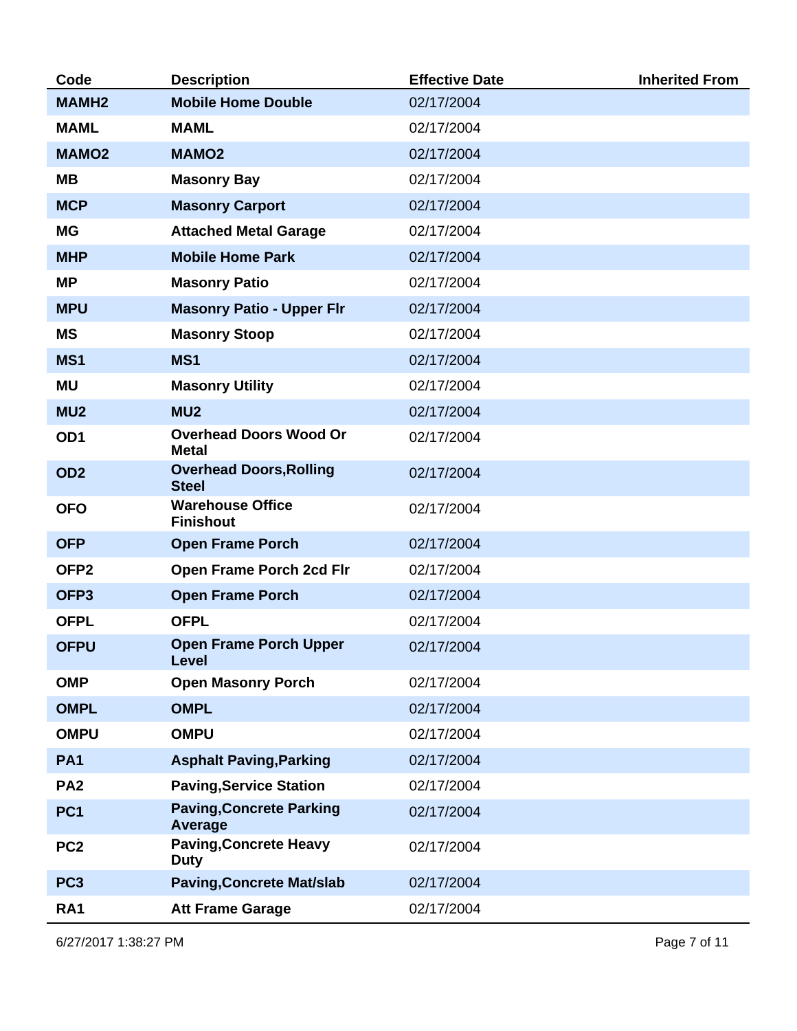| Code | Description | Effective Date | Inherited From |
| --- | --- | --- | --- |
| MAMH2 | Mobile Home Double | 02/17/2004 | |
| MAML | MAML | 02/17/2004 | |
| MAMO2 | MAMO2 | 02/17/2004 | |
| MB | Masonry Bay | 02/17/2004 | |
| MCP | Masonry Carport | 02/17/2004 | |
| MG | Attached Metal Garage | 02/17/2004 | |
| MHP | Mobile Home Park | 02/17/2004 | |
| MP | Masonry Patio | 02/17/2004 | |
| MPU | Masonry Patio - Upper Flr | 02/17/2004 | |
| MS | Masonry Stoop | 02/17/2004 | |
| MS1 | MS1 | 02/17/2004 | |
| MU | Masonry Utility | 02/17/2004 | |
| MU2 | MU2 | 02/17/2004 | |
| OD1 | Overhead Doors Wood Or Metal | 02/17/2004 | |
| OD2 | Overhead Doors,Rolling Steel | 02/17/2004 | |
| OFO | Warehouse Office Finishout | 02/17/2004 | |
| OFP | Open Frame Porch | 02/17/2004 | |
| OFP2 | Open Frame Porch 2cd Flr | 02/17/2004 | |
| OFP3 | Open Frame Porch | 02/17/2004 | |
| OFPL | OFPL | 02/17/2004 | |
| OFPU | Open Frame Porch Upper Level | 02/17/2004 | |
| OMP | Open Masonry Porch | 02/17/2004 | |
| OMPL | OMPL | 02/17/2004 | |
| OMPU | OMPU | 02/17/2004 | |
| PA1 | Asphalt Paving,Parking | 02/17/2004 | |
| PA2 | Paving,Service Station | 02/17/2004 | |
| PC1 | Paving,Concrete Parking Average | 02/17/2004 | |
| PC2 | Paving,Concrete Heavy Duty | 02/17/2004 | |
| PC3 | Paving,Concrete Mat/slab | 02/17/2004 | |
| RA1 | Att Frame Garage | 02/17/2004 | |

6/27/2017 1:38:27 PM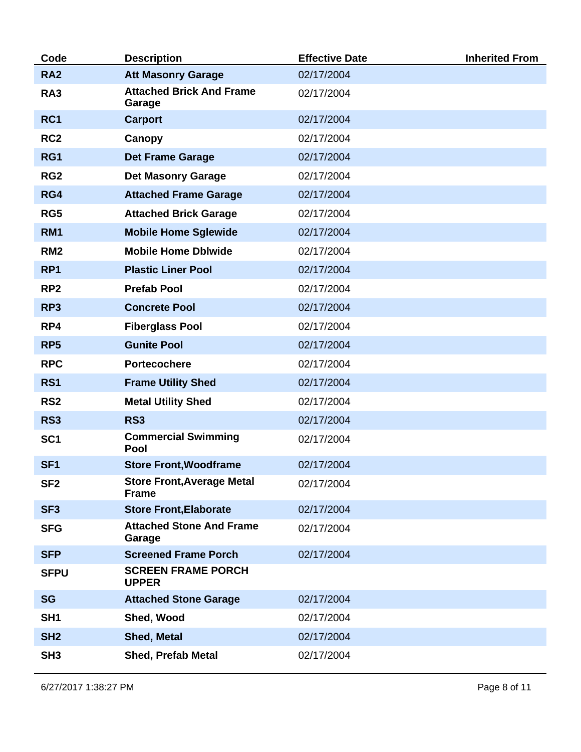| Code | Description | Effective Date | Inherited From |
|---|---|---|---|
| RA2 | Att Masonry Garage | 02/17/2004 | |
| RA3 | Attached Brick And Frame Garage | 02/17/2004 | |
| RC1 | Carport | 02/17/2004 | |
| RC2 | Canopy | 02/17/2004 | |
| RG1 | Det Frame Garage | 02/17/2004 | |
| RG2 | Det Masonry Garage | 02/17/2004 | |
| RG4 | Attached Frame Garage | 02/17/2004 | |
| RG5 | Attached Brick Garage | 02/17/2004 | |
| RM1 | Mobile Home Sglewide | 02/17/2004 | |
| RM2 | Mobile Home Dblwide | 02/17/2004 | |
| RP1 | Plastic Liner Pool | 02/17/2004 | |
| RP2 | Prefab Pool | 02/17/2004 | |
| RP3 | Concrete Pool | 02/17/2004 | |
| RP4 | Fiberglass Pool | 02/17/2004 | |
| RP5 | Gunite Pool | 02/17/2004 | |
| RPC | Portecochere | 02/17/2004 | |
| RS1 | Frame Utility Shed | 02/17/2004 | |
| RS2 | Metal Utility Shed | 02/17/2004 | |
| RS3 | RS3 | 02/17/2004 | |
| SC1 | Commercial Swimming Pool | 02/17/2004 | |
| SF1 | Store Front,Woodframe | 02/17/2004 | |
| SF2 | Store Front,Average Metal Frame | 02/17/2004 | |
| SF3 | Store Front,Elaborate | 02/17/2004 | |
| SFG | Attached Stone And Frame Garage | 02/17/2004 | |
| SFP | Screened Frame Porch | 02/17/2004 | |
| SFPU | SCREEN FRAME PORCH UPPER | | |
| SG | Attached Stone Garage | 02/17/2004 | |
| SH1 | Shed, Wood | 02/17/2004 | |
| SH2 | Shed, Metal | 02/17/2004 | |
| SH3 | Shed, Prefab Metal | 02/17/2004 | |

6/27/2017 1:38:27 PM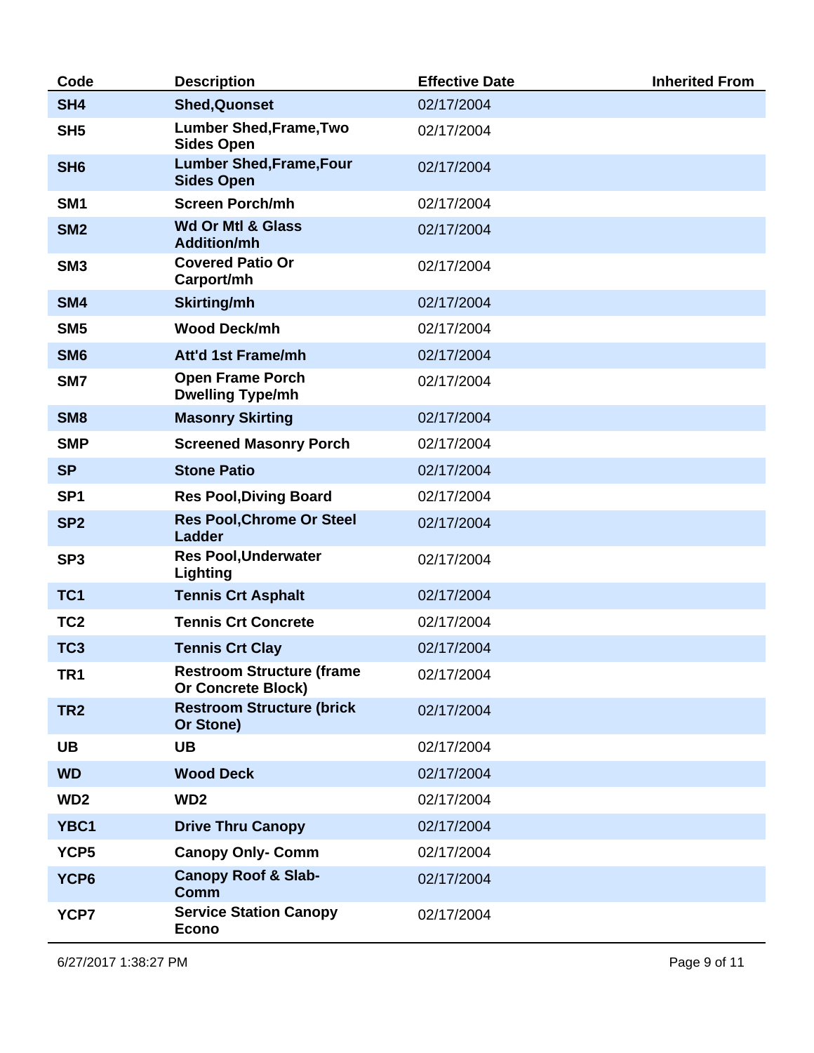| Code | Description | Effective Date | Inherited From |
|---|---|---|---|
| SH4 | Shed,Quonset | 02/17/2004 | |
| SH5 | Lumber Shed,Frame,Two Sides Open | 02/17/2004 | |
| SH6 | Lumber Shed,Frame,Four Sides Open | 02/17/2004 | |
| SM1 | Screen Porch/mh | 02/17/2004 | |
| SM2 | Wd Or Mtl & Glass Addition/mh | 02/17/2004 | |
| SM3 | Covered Patio Or Carport/mh | 02/17/2004 | |
| SM4 | Skirting/mh | 02/17/2004 | |
| SM5 | Wood Deck/mh | 02/17/2004 | |
| SM6 | Att'd 1st Frame/mh | 02/17/2004 | |
| SM7 | Open Frame Porch Dwelling Type/mh | 02/17/2004 | |
| SM8 | Masonry Skirting | 02/17/2004 | |
| SMP | Screened Masonry Porch | 02/17/2004 | |
| SP | Stone Patio | 02/17/2004 | |
| SP1 | Res Pool,Diving Board | 02/17/2004 | |
| SP2 | Res Pool,Chrome Or Steel Ladder | 02/17/2004 | |
| SP3 | Res Pool,Underwater Lighting | 02/17/2004 | |
| TC1 | Tennis Crt Asphalt | 02/17/2004 | |
| TC2 | Tennis Crt Concrete | 02/17/2004 | |
| TC3 | Tennis Crt Clay | 02/17/2004 | |
| TR1 | Restroom Structure (frame Or Concrete Block) | 02/17/2004 | |
| TR2 | Restroom Structure (brick Or Stone) | 02/17/2004 | |
| UB | UB | 02/17/2004 | |
| WD | Wood Deck | 02/17/2004 | |
| WD2 | WD2 | 02/17/2004 | |
| YBC1 | Drive Thru Canopy | 02/17/2004 | |
| YCP5 | Canopy Only- Comm | 02/17/2004 | |
| YCP6 | Canopy Roof & Slab-Comm | 02/17/2004 | |
| YCP7 | Service Station Canopy Econo | 02/17/2004 | |

6/27/2017 1:38:27 PM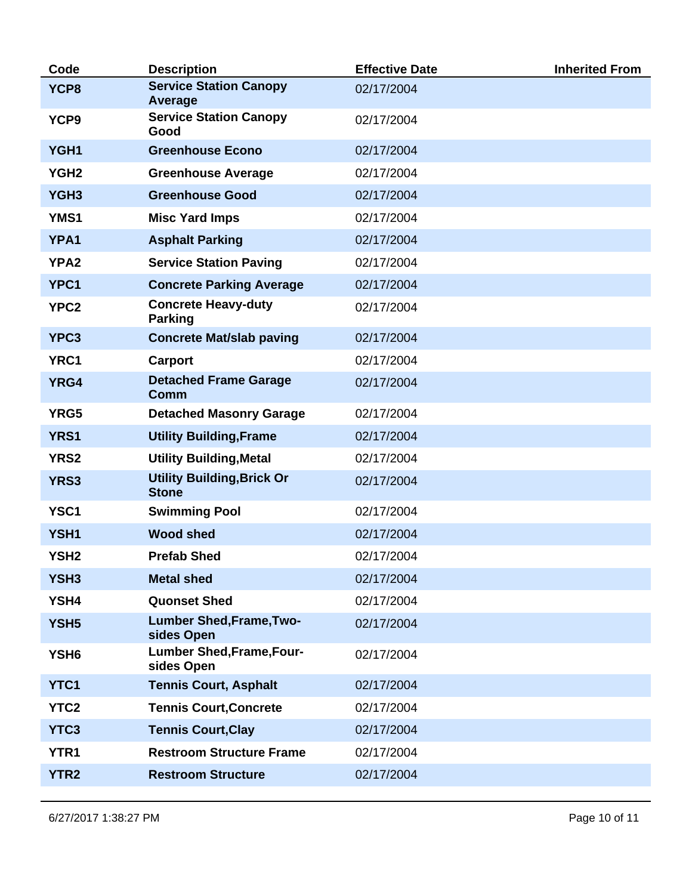| Code | Description | Effective Date | Inherited From |
|---|---|---|---|
| **YCP8** | **Service Station Canopy Average** | 02/17/2004 | |
| **YCP9** | **Service Station Canopy Good** | 02/17/2004 | |
| **YGH1** | **Greenhouse Econo** | 02/17/2004 | |
| **YGH2** | **Greenhouse Average** | 02/17/2004 | |
| **YGH3** | **Greenhouse Good** | 02/17/2004 | |
| **YMS1** | **Misc Yard Imps** | 02/17/2004 | |
| **YPA1** | **Asphalt Parking** | 02/17/2004 | |
| **YPA2** | **Service Station Paving** | 02/17/2004 | |
| **YPC1** | **Concrete Parking Average** | 02/17/2004 | |
| **YPC2** | **Concrete Heavy-duty Parking** | 02/17/2004 | |
| **YPC3** | **Concrete Mat/slab paving** | 02/17/2004 | |
| **YRC1** | **Carport** | 02/17/2004 | |
| **YRG4** | **Detached Frame Garage Comm** | 02/17/2004 | |
| **YRG5** | **Detached Masonry Garage** | 02/17/2004 | |
| **YRS1** | **Utility Building,Frame** | 02/17/2004 | |
| **YRS2** | **Utility Building,Metal** | 02/17/2004 | |
| **YRS3** | **Utility Building,Brick Or Stone** | 02/17/2004 | |
| **YSC1** | **Swimming Pool** | 02/17/2004 | |
| **YSH1** | **Wood shed** | 02/17/2004 | |
| **YSH2** | **Prefab Shed** | 02/17/2004 | |
| **YSH3** | **Metal shed** | 02/17/2004 | |
| **YSH4** | **Quonset Shed** | 02/17/2004 | |
| **YSH5** | **Lumber Shed,Frame,Two-sides Open** | 02/17/2004 | |
| **YSH6** | **Lumber Shed,Frame,Four-sides Open** | 02/17/2004 | |
| **YTC1** | **Tennis Court, Asphalt** | 02/17/2004 | |
| **YTC2** | **Tennis Court,Concrete** | 02/17/2004 | |
| **YTC3** | **Tennis Court,Clay** | 02/17/2004 | |
| **YTR1** | **Restroom Structure Frame** | 02/17/2004 | |
| **YTR2** | **Restroom Structure** | 02/17/2004 | |

6/27/2017 1:38:27 PM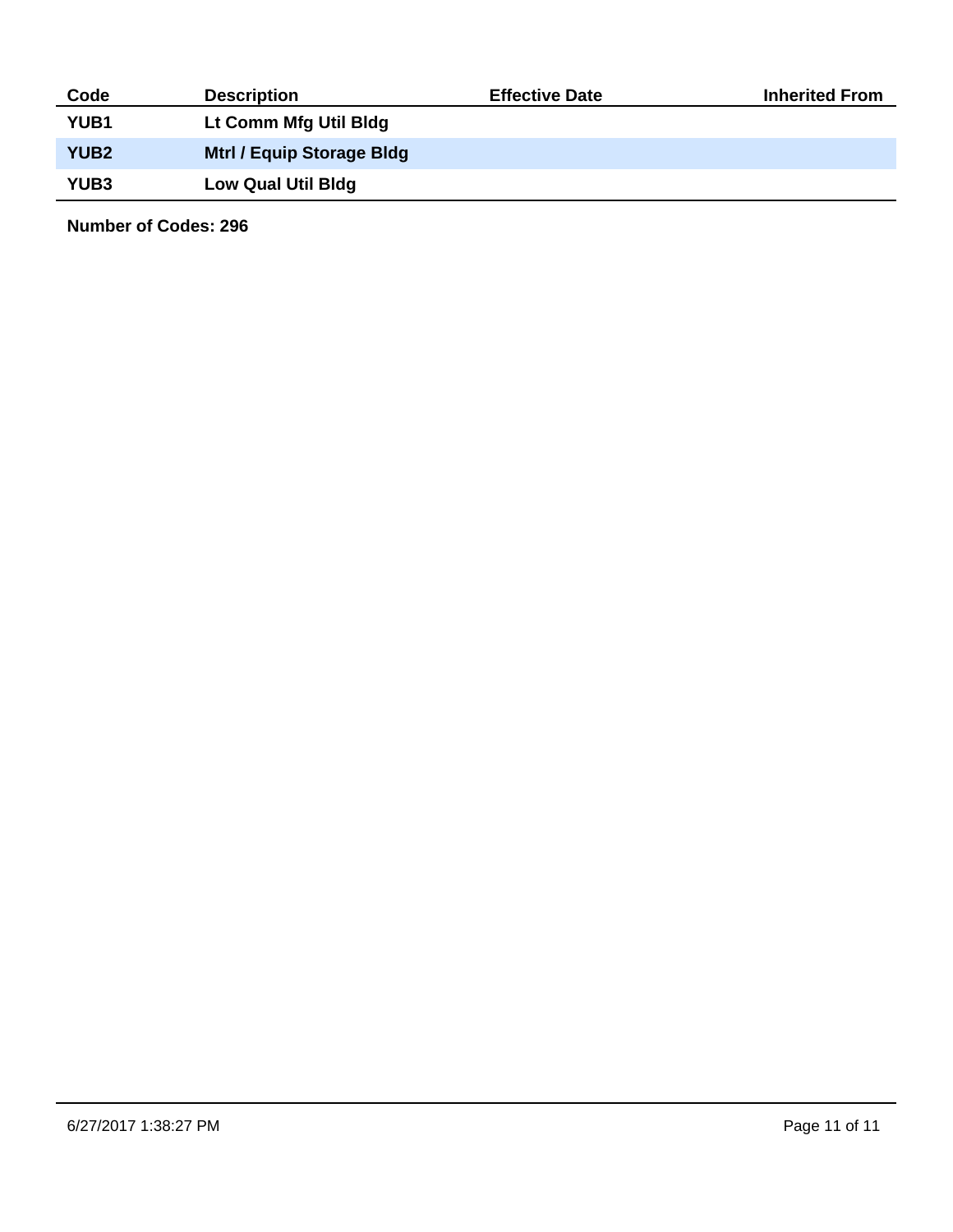| Code | Description | Effective Date | Inherited From |
|---|---|---|---|
| **YUB1** | **Lt Comm Mfg Util Bldg** | | |
| **YUB2** | **Mtrl / Equip Storage Bldg** | | |
| **YUB3** | **Low Qual Util Bldg** | | |

**Number of Codes: 296**

6/27/2017 1:38:27 PM